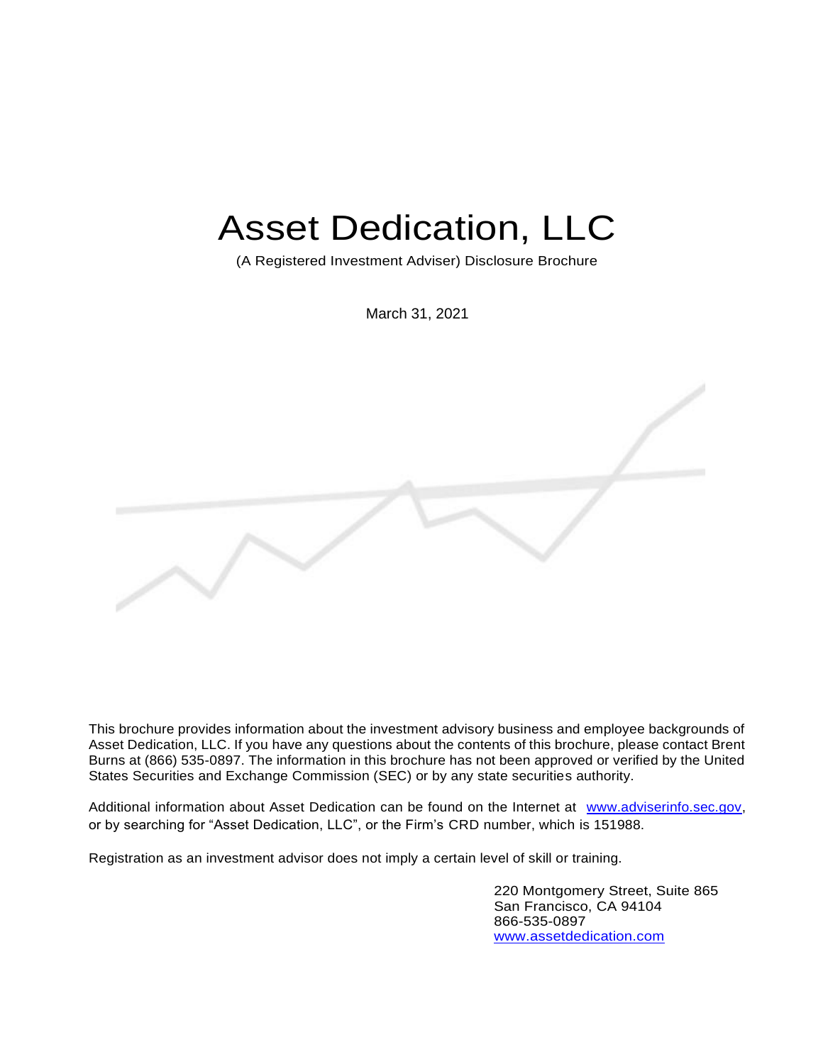# Asset Dedication, LLC

(A Registered Investment Adviser) Disclosure Brochure

March 31, 2021

This brochure provides information about the investment advisory business and employee backgrounds of Asset Dedication, LLC. If you have any questions about the contents of this brochure, please contact Brent Burns at (866) 535-0897. The information in this brochure has not been approved or verified by the United States Securities and Exchange Commission (SEC) or by any state securities authority.

Additional information about Asset Dedication can be found on the Internet at www.adviserinfo.sec.gov, or by searching for "Asset Dedication, LLC", or the Firm's CRD number, which is 151988.

Registration as an investment advisor does not imply a certain level of skill or training.

220 Montgomery Street, Suite 865
San Francisco, CA 94104
866-535-0897
www.assetdedication.com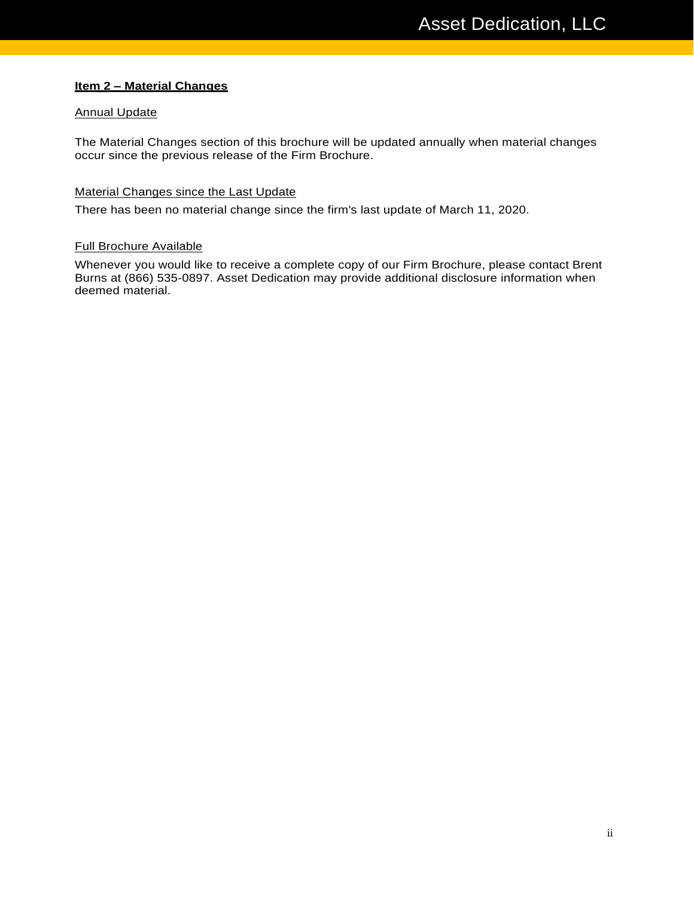## Item 2 – Material Changes

### Annual Update

The Material Changes section of this brochure will be updated annually when material changes occur since the previous release of the Firm Brochure.

### Material Changes since the Last Update

There has been no material change since the firm's last update of March 11, 2020.

### Full Brochure Available

Whenever you would like to receive a complete copy of our Firm Brochure, please contact Brent Burns at (866) 535-0897. Asset Dedication may provide additional disclosure information when deemed material.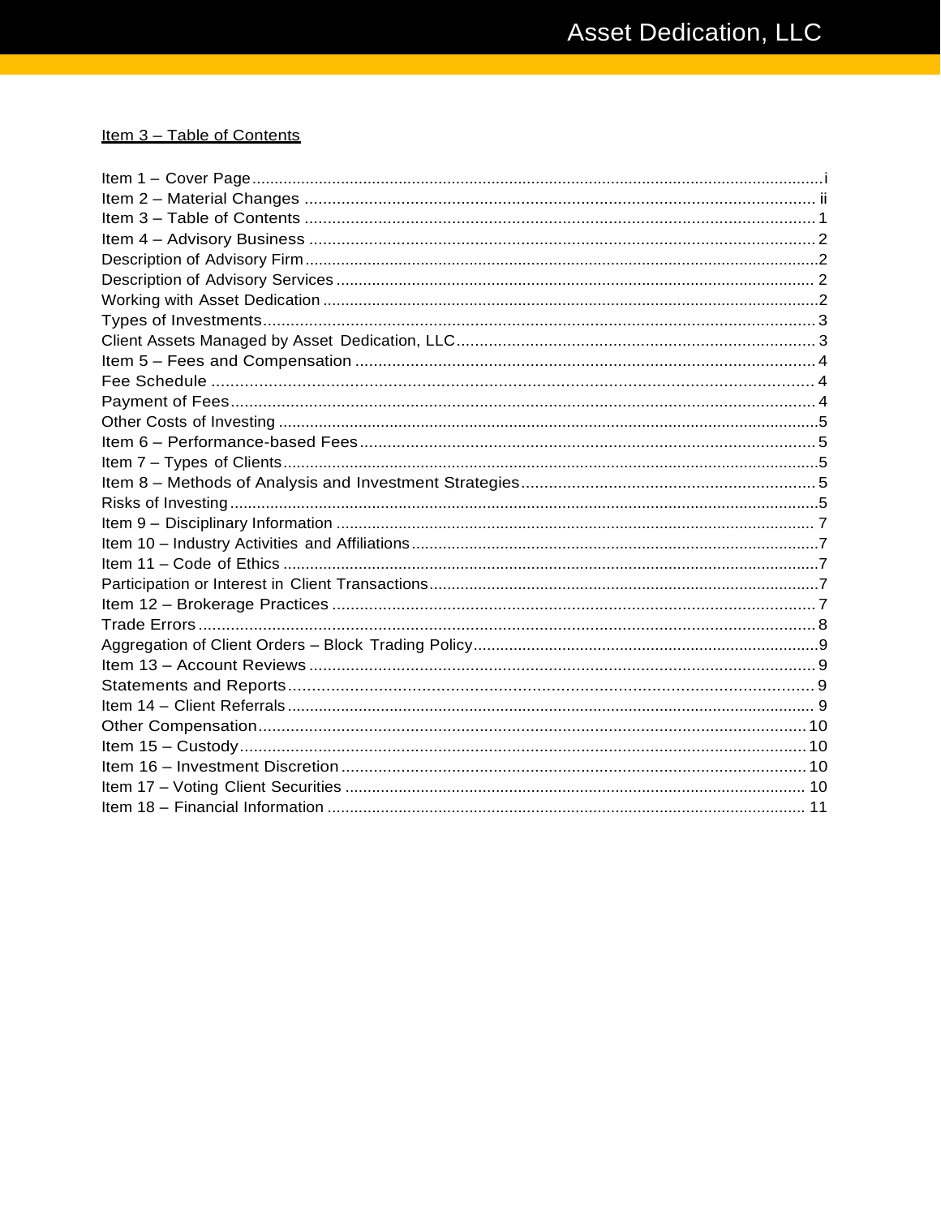## Item 3 – Table of Contents

| | |
|---|---|
| Item 1 – Cover Page | i |
| Item 2 – Material Changes | ii |
| Item 3 – Table of Contents | 1 |
| Item 4 – Advisory Business | 2 |
| Description of Advisory Firm | 2 |
| Description of Advisory Services | 2 |
| Working with Asset Dedication | 2 |
| Types of Investments | 3 |
| Client Assets Managed by Asset Dedication, LLC | 3 |
| Item 5 – Fees and Compensation | 4 |
| Fee Schedule | 4 |
| Payment of Fees | 4 |
| Other Costs of Investing | 5 |
| Item 6 – Performance-based Fees | 5 |
| Item 7 – Types of Clients | 5 |
| Item 8 – Methods of Analysis and Investment Strategies | 5 |
| Risks of Investing | 5 |
| Item 9 – Disciplinary Information | 7 |
| Item 10 – Industry Activities and Affiliations | 7 |
| Item 11 – Code of Ethics | 7 |
| Participation or Interest in Client Transactions | 7 |
| Item 12 – Brokerage Practices | 7 |
| Trade Errors | 8 |
| Aggregation of Client Orders – Block Trading Policy | 9 |
| Item 13 – Account Reviews | 9 |
| Statements and Reports | 9 |
| Item 14 – Client Referrals | 9 |
| Other Compensation | 10 |
| Item 15 – Custody | 10 |
| Item 16 – Investment Discretion | 10 |
| Item 17 – Voting Client Securities | 10 |
| Item 18 – Financial Information | 11 |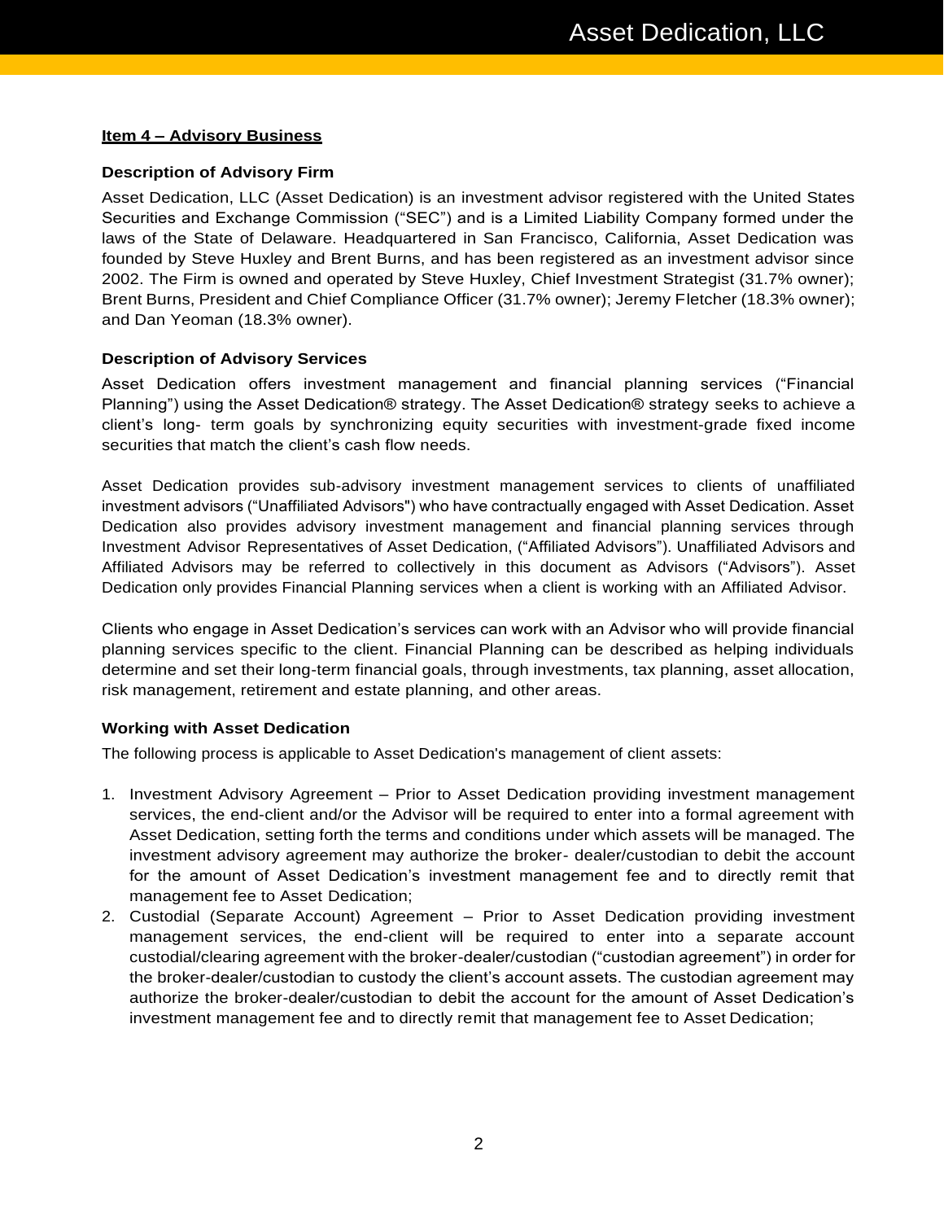## Item 4 – Advisory Business

### Description of Advisory Firm

Asset Dedication, LLC (Asset Dedication) is an investment advisor registered with the United States Securities and Exchange Commission ("SEC") and is a Limited Liability Company formed under the laws of the State of Delaware. Headquartered in San Francisco, California, Asset Dedication was founded by Steve Huxley and Brent Burns, and has been registered as an investment advisor since 2002. The Firm is owned and operated by Steve Huxley, Chief Investment Strategist (31.7% owner); Brent Burns, President and Chief Compliance Officer (31.7% owner); Jeremy Fletcher (18.3% owner); and Dan Yeoman (18.3% owner).

### Description of Advisory Services

Asset Dedication offers investment management and financial planning services ("Financial Planning") using the Asset Dedication® strategy. The Asset Dedication® strategy seeks to achieve a client's long- term goals by synchronizing equity securities with investment-grade fixed income securities that match the client's cash flow needs.

Asset Dedication provides sub-advisory investment management services to clients of unaffiliated investment advisors ("Unaffiliated Advisors") who have contractually engaged with Asset Dedication. Asset Dedication also provides advisory investment management and financial planning services through Investment Advisor Representatives of Asset Dedication, ("Affiliated Advisors"). Unaffiliated Advisors and Affiliated Advisors may be referred to collectively in this document as Advisors ("Advisors"). Asset Dedication only provides Financial Planning services when a client is working with an Affiliated Advisor.

Clients who engage in Asset Dedication's services can work with an Advisor who will provide financial planning services specific to the client. Financial Planning can be described as helping individuals determine and set their long-term financial goals, through investments, tax planning, asset allocation, risk management, retirement and estate planning, and other areas.

### Working with Asset Dedication

The following process is applicable to Asset Dedication's management of client assets:

1. Investment Advisory Agreement – Prior to Asset Dedication providing investment management services, the end-client and/or the Advisor will be required to enter into a formal agreement with Asset Dedication, setting forth the terms and conditions under which assets will be managed. The investment advisory agreement may authorize the broker- dealer/custodian to debit the account for the amount of Asset Dedication's investment management fee and to directly remit that management fee to Asset Dedication;
2. Custodial (Separate Account) Agreement – Prior to Asset Dedication providing investment management services, the end-client will be required to enter into a separate account custodial/clearing agreement with the broker-dealer/custodian ("custodian agreement") in order for the broker-dealer/custodian to custody the client's account assets. The custodian agreement may authorize the broker-dealer/custodian to debit the account for the amount of Asset Dedication's investment management fee and to directly remit that management fee to Asset Dedication;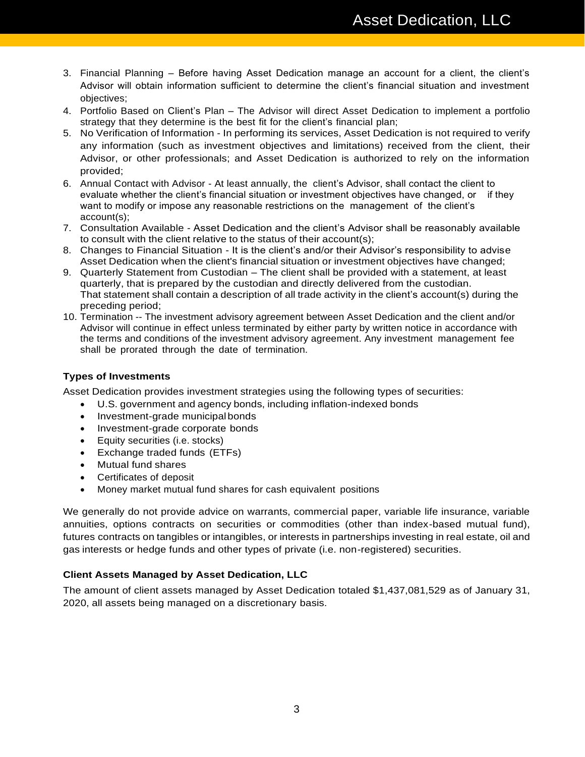3. Financial Planning – Before having Asset Dedication manage an account for a client, the client's Advisor will obtain information sufficient to determine the client's financial situation and investment objectives;
4. Portfolio Based on Client's Plan – The Advisor will direct Asset Dedication to implement a portfolio strategy that they determine is the best fit for the client's financial plan;
5. No Verification of Information - In performing its services, Asset Dedication is not required to verify any information (such as investment objectives and limitations) received from the client, their Advisor, or other professionals; and Asset Dedication is authorized to rely on the information provided;
6. Annual Contact with Advisor - At least annually, the client's Advisor, shall contact the client to evaluate whether the client's financial situation or investment objectives have changed, or if they want to modify or impose any reasonable restrictions on the management of the client's account(s);
7. Consultation Available - Asset Dedication and the client's Advisor shall be reasonably available to consult with the client relative to the status of their account(s);
8. Changes to Financial Situation - It is the client's and/or their Advisor's responsibility to advise Asset Dedication when the client's financial situation or investment objectives have changed;
9. Quarterly Statement from Custodian – The client shall be provided with a statement, at least quarterly, that is prepared by the custodian and directly delivered from the custodian. That statement shall contain a description of all trade activity in the client's account(s) during the preceding period;
10. Termination -- The investment advisory agreement between Asset Dedication and the client and/or Advisor will continue in effect unless terminated by either party by written notice in accordance with the terms and conditions of the investment advisory agreement. Any investment management fee shall be prorated through the date of termination.

**Types of Investments**

Asset Dedication provides investment strategies using the following types of securities:

- U.S. government and agency bonds, including inflation-indexed bonds
- Investment-grade municipal bonds
- Investment-grade corporate bonds
- Equity securities (i.e. stocks)
- Exchange traded funds (ETFs)
- Mutual fund shares
- Certificates of deposit
- Money market mutual fund shares for cash equivalent positions

We generally do not provide advice on warrants, commercial paper, variable life insurance, variable annuities, options contracts on securities or commodities (other than index-based mutual fund), futures contracts on tangibles or intangibles, or interests in partnerships investing in real estate, oil and gas interests or hedge funds and other types of private (i.e. non-registered) securities.

**Client Assets Managed by Asset Dedication, LLC**

The amount of client assets managed by Asset Dedication totaled $1,437,081,529 as of January 31, 2020, all assets being managed on a discretionary basis.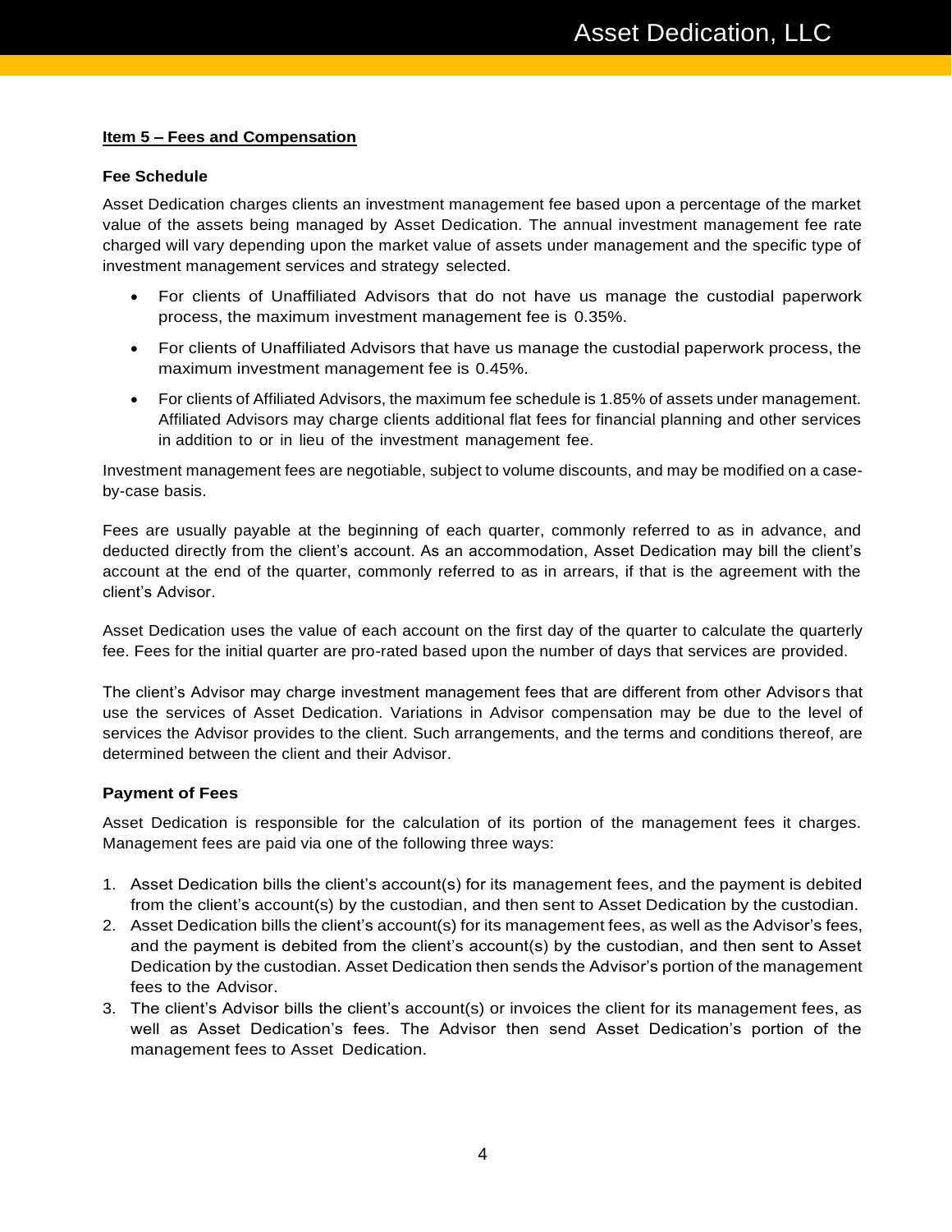## Item 5 – Fees and Compensation

### Fee Schedule

Asset Dedication charges clients an investment management fee based upon a percentage of the market value of the assets being managed by Asset Dedication. The annual investment management fee rate charged will vary depending upon the market value of assets under management and the specific type of investment management services and strategy selected.

- For clients of Unaffiliated Advisors that do not have us manage the custodial paperwork process, the maximum investment management fee is 0.35%.
- For clients of Unaffiliated Advisors that have us manage the custodial paperwork process, the maximum investment management fee is 0.45%.
- For clients of Affiliated Advisors, the maximum fee schedule is 1.85% of assets under management. Affiliated Advisors may charge clients additional flat fees for financial planning and other services in addition to or in lieu of the investment management fee.

Investment management fees are negotiable, subject to volume discounts, and may be modified on a case-by-case basis.

Fees are usually payable at the beginning of each quarter, commonly referred to as in advance, and deducted directly from the client's account. As an accommodation, Asset Dedication may bill the client's account at the end of the quarter, commonly referred to as in arrears, if that is the agreement with the client's Advisor.

Asset Dedication uses the value of each account on the first day of the quarter to calculate the quarterly fee. Fees for the initial quarter are pro-rated based upon the number of days that services are provided.

The client's Advisor may charge investment management fees that are different from other Advisors that use the services of Asset Dedication. Variations in Advisor compensation may be due to the level of services the Advisor provides to the client. Such arrangements, and the terms and conditions thereof, are determined between the client and their Advisor.

### Payment of Fees

Asset Dedication is responsible for the calculation of its portion of the management fees it charges. Management fees are paid via one of the following three ways:

1. Asset Dedication bills the client's account(s) for its management fees, and the payment is debited from the client's account(s) by the custodian, and then sent to Asset Dedication by the custodian.
2. Asset Dedication bills the client's account(s) for its management fees, as well as the Advisor's fees, and the payment is debited from the client's account(s) by the custodian, and then sent to Asset Dedication by the custodian. Asset Dedication then sends the Advisor's portion of the management fees to the Advisor.
3. The client's Advisor bills the client's account(s) or invoices the client for its management fees, as well as Asset Dedication's fees. The Advisor then send Asset Dedication's portion of the management fees to Asset Dedication.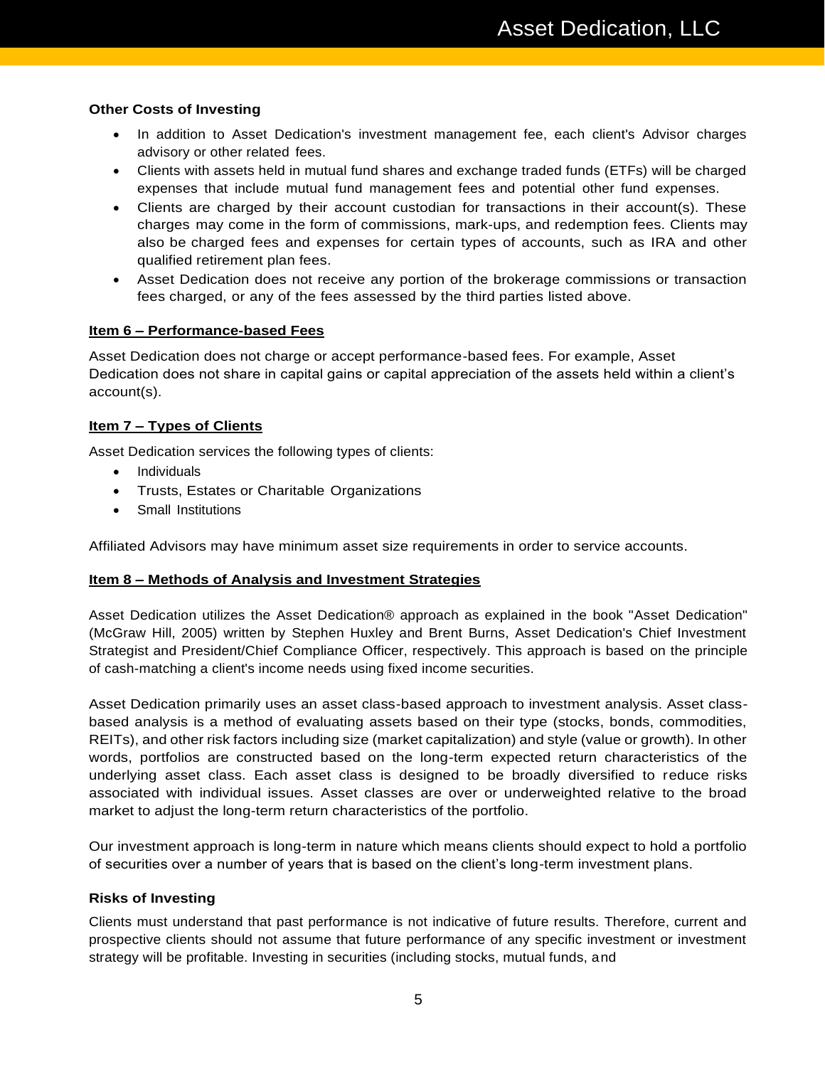**Other Costs of Investing**

- In addition to Asset Dedication's investment management fee, each client's Advisor charges advisory or other related fees.
- Clients with assets held in mutual fund shares and exchange traded funds (ETFs) will be charged expenses that include mutual fund management fees and potential other fund expenses.
- Clients are charged by their account custodian for transactions in their account(s). These charges may come in the form of commissions, mark-ups, and redemption fees. Clients may also be charged fees and expenses for certain types of accounts, such as IRA and other qualified retirement plan fees.
- Asset Dedication does not receive any portion of the brokerage commissions or transaction fees charged, or any of the fees assessed by the third parties listed above.

## Item 6 – Performance-based Fees

Asset Dedication does not charge or accept performance-based fees. For example, Asset Dedication does not share in capital gains or capital appreciation of the assets held within a client's account(s).

## Item 7 – Types of Clients

Asset Dedication services the following types of clients:

- Individuals
- Trusts, Estates or Charitable Organizations
- Small Institutions

Affiliated Advisors may have minimum asset size requirements in order to service accounts.

## Item 8 – Methods of Analysis and Investment Strategies

Asset Dedication utilizes the Asset Dedication® approach as explained in the book "Asset Dedication" (McGraw Hill, 2005) written by Stephen Huxley and Brent Burns, Asset Dedication's Chief Investment Strategist and President/Chief Compliance Officer, respectively. This approach is based on the principle of cash-matching a client's income needs using fixed income securities.

Asset Dedication primarily uses an asset class-based approach to investment analysis. Asset class-based analysis is a method of evaluating assets based on their type (stocks, bonds, commodities, REITs), and other risk factors including size (market capitalization) and style (value or growth). In other words, portfolios are constructed based on the long-term expected return characteristics of the underlying asset class. Each asset class is designed to be broadly diversified to reduce risks associated with individual issues. Asset classes are over or underweighted relative to the broad market to adjust the long-term return characteristics of the portfolio.

Our investment approach is long-term in nature which means clients should expect to hold a portfolio of securities over a number of years that is based on the client's long-term investment plans.

**Risks of Investing**

Clients must understand that past performance is not indicative of future results. Therefore, current and prospective clients should not assume that future performance of any specific investment or investment strategy will be profitable. Investing in securities (including stocks, mutual funds, and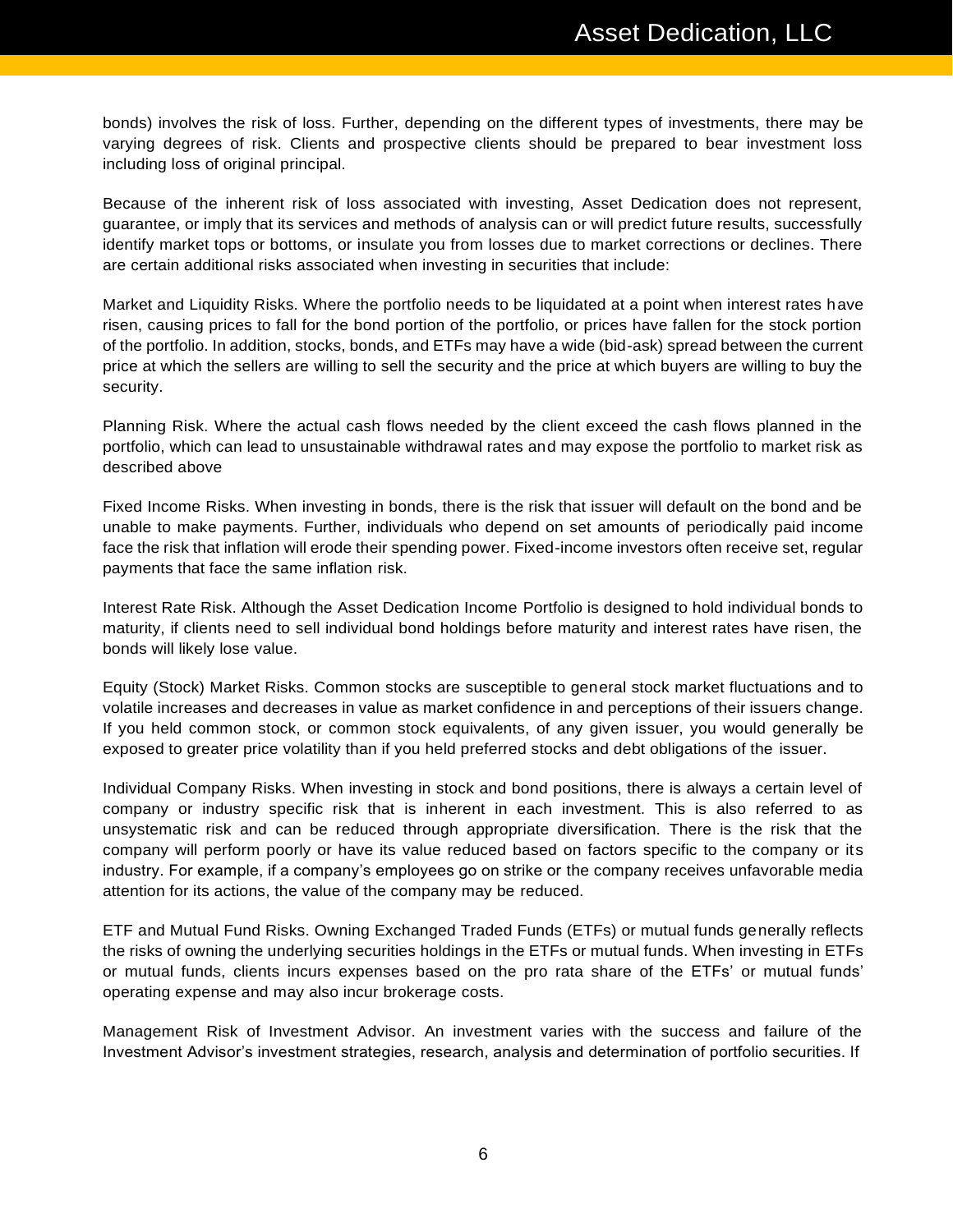bonds) involves the risk of loss. Further, depending on the different types of investments, there may be varying degrees of risk. Clients and prospective clients should be prepared to bear investment loss including loss of original principal.

Because of the inherent risk of loss associated with investing, Asset Dedication does not represent, guarantee, or imply that its services and methods of analysis can or will predict future results, successfully identify market tops or bottoms, or insulate you from losses due to market corrections or declines. There are certain additional risks associated when investing in securities that include:

Market and Liquidity Risks. Where the portfolio needs to be liquidated at a point when interest rates have risen, causing prices to fall for the bond portion of the portfolio, or prices have fallen for the stock portion of the portfolio. In addition, stocks, bonds, and ETFs may have a wide (bid-ask) spread between the current price at which the sellers are willing to sell the security and the price at which buyers are willing to buy the security.

Planning Risk. Where the actual cash flows needed by the client exceed the cash flows planned in the portfolio, which can lead to unsustainable withdrawal rates and may expose the portfolio to market risk as described above

Fixed Income Risks. When investing in bonds, there is the risk that issuer will default on the bond and be unable to make payments. Further, individuals who depend on set amounts of periodically paid income face the risk that inflation will erode their spending power. Fixed-income investors often receive set, regular payments that face the same inflation risk.

Interest Rate Risk. Although the Asset Dedication Income Portfolio is designed to hold individual bonds to maturity, if clients need to sell individual bond holdings before maturity and interest rates have risen, the bonds will likely lose value.

Equity (Stock) Market Risks. Common stocks are susceptible to general stock market fluctuations and to volatile increases and decreases in value as market confidence in and perceptions of their issuers change. If you held common stock, or common stock equivalents, of any given issuer, you would generally be exposed to greater price volatility than if you held preferred stocks and debt obligations of the issuer.

Individual Company Risks. When investing in stock and bond positions, there is always a certain level of company or industry specific risk that is inherent in each investment. This is also referred to as unsystematic risk and can be reduced through appropriate diversification. There is the risk that the company will perform poorly or have its value reduced based on factors specific to the company or its industry. For example, if a company's employees go on strike or the company receives unfavorable media attention for its actions, the value of the company may be reduced.

ETF and Mutual Fund Risks. Owning Exchanged Traded Funds (ETFs) or mutual funds generally reflects the risks of owning the underlying securities holdings in the ETFs or mutual funds. When investing in ETFs or mutual funds, clients incurs expenses based on the pro rata share of the ETFs' or mutual funds' operating expense and may also incur brokerage costs.

Management Risk of Investment Advisor. An investment varies with the success and failure of the Investment Advisor's investment strategies, research, analysis and determination of portfolio securities. If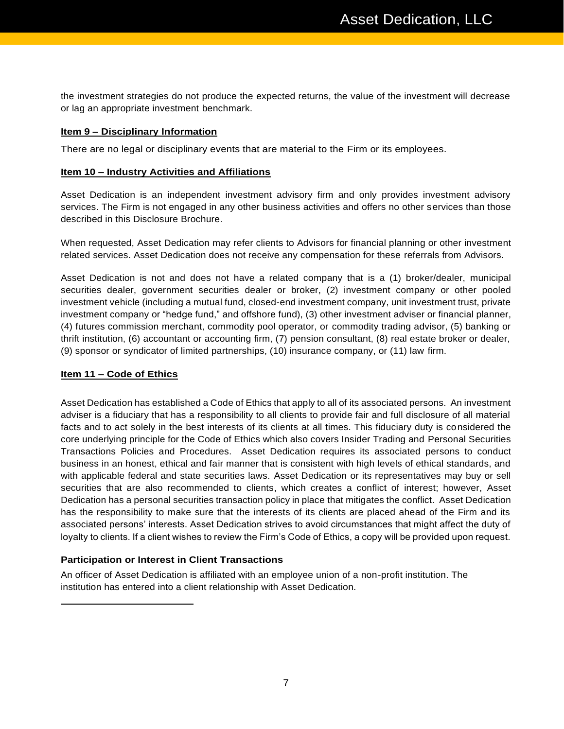the investment strategies do not produce the expected returns, the value of the investment will decrease or lag an appropriate investment benchmark.

## Item 9 – Disciplinary Information

There are no legal or disciplinary events that are material to the Firm or its employees.

## Item 10 – Industry Activities and Affiliations

Asset Dedication is an independent investment advisory firm and only provides investment advisory services. The Firm is not engaged in any other business activities and offers no other services than those described in this Disclosure Brochure.

When requested, Asset Dedication may refer clients to Advisors for financial planning or other investment related services. Asset Dedication does not receive any compensation for these referrals from Advisors.

Asset Dedication is not and does not have a related company that is a (1) broker/dealer, municipal securities dealer, government securities dealer or broker, (2) investment company or other pooled investment vehicle (including a mutual fund, closed-end investment company, unit investment trust, private investment company or "hedge fund," and offshore fund), (3) other investment adviser or financial planner, (4) futures commission merchant, commodity pool operator, or commodity trading advisor, (5) banking or thrift institution, (6) accountant or accounting firm, (7) pension consultant, (8) real estate broker or dealer, (9) sponsor or syndicator of limited partnerships, (10) insurance company, or (11) law firm.

## Item 11 – Code of Ethics

Asset Dedication has established a Code of Ethics that apply to all of its associated persons. An investment adviser is a fiduciary that has a responsibility to all clients to provide fair and full disclosure of all material facts and to act solely in the best interests of its clients at all times. This fiduciary duty is considered the core underlying principle for the Code of Ethics which also covers Insider Trading and Personal Securities Transactions Policies and Procedures. Asset Dedication requires its associated persons to conduct business in an honest, ethical and fair manner that is consistent with high levels of ethical standards, and with applicable federal and state securities laws. Asset Dedication or its representatives may buy or sell securities that are also recommended to clients, which creates a conflict of interest; however, Asset Dedication has a personal securities transaction policy in place that mitigates the conflict. Asset Dedication has the responsibility to make sure that the interests of its clients are placed ahead of the Firm and its associated persons' interests. Asset Dedication strives to avoid circumstances that might affect the duty of loyalty to clients. If a client wishes to review the Firm's Code of Ethics, a copy will be provided upon request.

### Participation or Interest in Client Transactions

An officer of Asset Dedication is affiliated with an employee union of a non-profit institution. The institution has entered into a client relationship with Asset Dedication.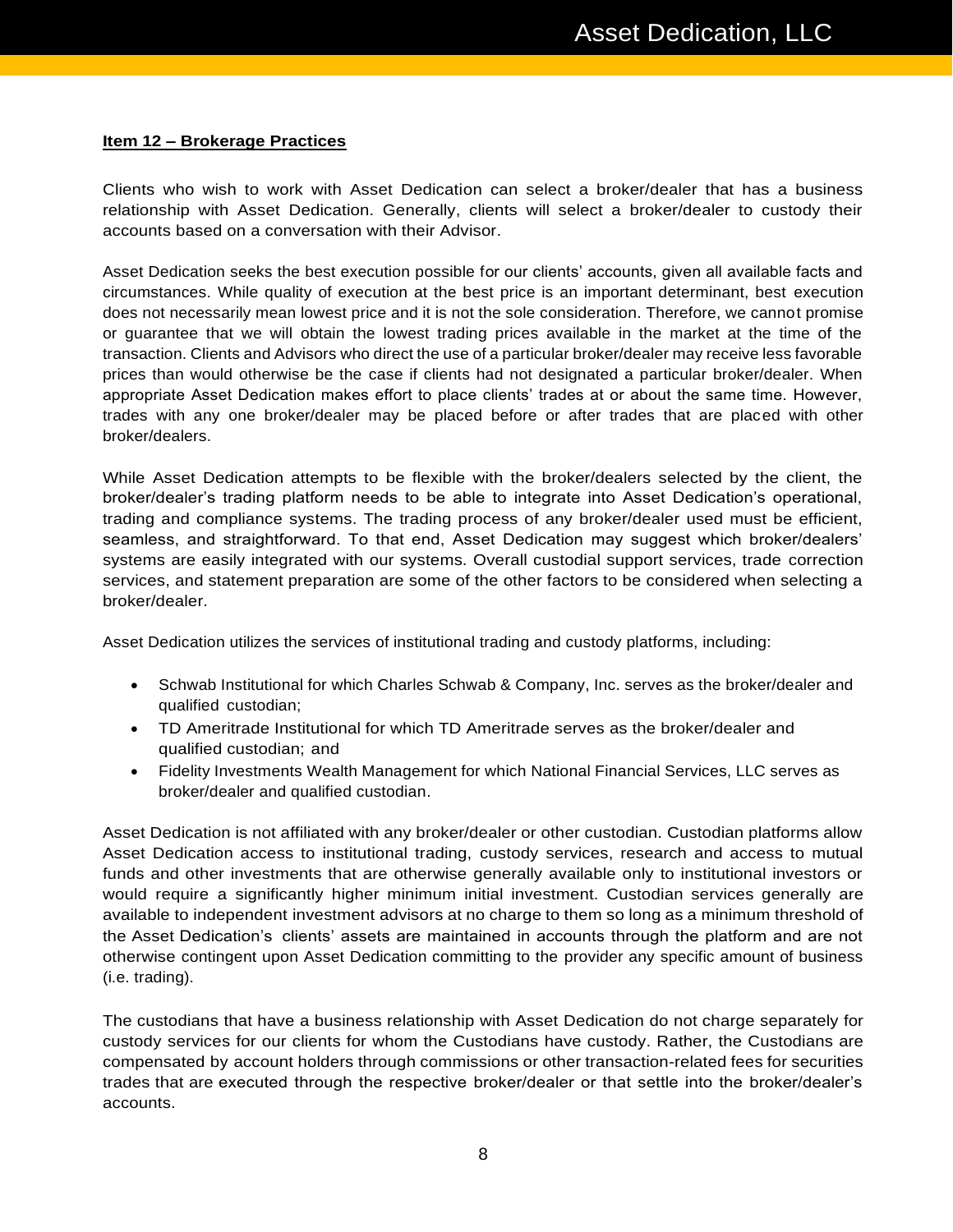**Item 12 – Brokerage Practices**

Clients who wish to work with Asset Dedication can select a broker/dealer that has a business relationship with Asset Dedication. Generally, clients will select a broker/dealer to custody their accounts based on a conversation with their Advisor.

Asset Dedication seeks the best execution possible for our clients' accounts, given all available facts and circumstances. While quality of execution at the best price is an important determinant, best execution does not necessarily mean lowest price and it is not the sole consideration. Therefore, we cannot promise or guarantee that we will obtain the lowest trading prices available in the market at the time of the transaction. Clients and Advisors who direct the use of a particular broker/dealer may receive less favorable prices than would otherwise be the case if clients had not designated a particular broker/dealer. When appropriate Asset Dedication makes effort to place clients' trades at or about the same time. However, trades with any one broker/dealer may be placed before or after trades that are placed with other broker/dealers.

While Asset Dedication attempts to be flexible with the broker/dealers selected by the client, the broker/dealer's trading platform needs to be able to integrate into Asset Dedication's operational, trading and compliance systems. The trading process of any broker/dealer used must be efficient, seamless, and straightforward. To that end, Asset Dedication may suggest which broker/dealers' systems are easily integrated with our systems. Overall custodial support services, trade correction services, and statement preparation are some of the other factors to be considered when selecting a broker/dealer.

Asset Dedication utilizes the services of institutional trading and custody platforms, including:

- Schwab Institutional for which Charles Schwab & Company, Inc. serves as the broker/dealer and qualified custodian;
- TD Ameritrade Institutional for which TD Ameritrade serves as the broker/dealer and qualified custodian; and
- Fidelity Investments Wealth Management for which National Financial Services, LLC serves as broker/dealer and qualified custodian.

Asset Dedication is not affiliated with any broker/dealer or other custodian. Custodian platforms allow Asset Dedication access to institutional trading, custody services, research and access to mutual funds and other investments that are otherwise generally available only to institutional investors or would require a significantly higher minimum initial investment. Custodian services generally are available to independent investment advisors at no charge to them so long as a minimum threshold of the Asset Dedication's clients' assets are maintained in accounts through the platform and are not otherwise contingent upon Asset Dedication committing to the provider any specific amount of business (i.e. trading).

The custodians that have a business relationship with Asset Dedication do not charge separately for custody services for our clients for whom the Custodians have custody. Rather, the Custodians are compensated by account holders through commissions or other transaction-related fees for securities trades that are executed through the respective broker/dealer or that settle into the broker/dealer's accounts.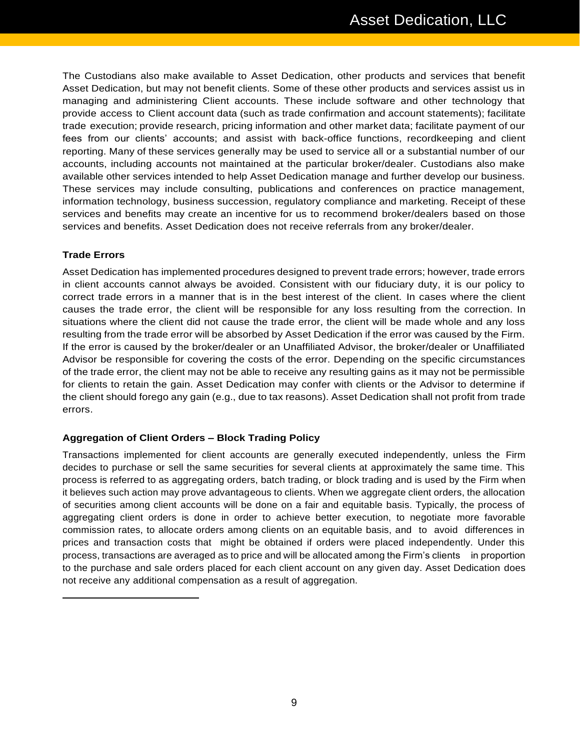The Custodians also make available to Asset Dedication, other products and services that benefit Asset Dedication, but may not benefit clients. Some of these other products and services assist us in managing and administering Client accounts. These include software and other technology that provide access to Client account data (such as trade confirmation and account statements); facilitate trade execution; provide research, pricing information and other market data; facilitate payment of our fees from our clients' accounts; and assist with back-office functions, recordkeeping and client reporting. Many of these services generally may be used to service all or a substantial number of our accounts, including accounts not maintained at the particular broker/dealer. Custodians also make available other services intended to help Asset Dedication manage and further develop our business. These services may include consulting, publications and conferences on practice management, information technology, business succession, regulatory compliance and marketing. Receipt of these services and benefits may create an incentive for us to recommend broker/dealers based on those services and benefits. Asset Dedication does not receive referrals from any broker/dealer.

**Trade Errors**

Asset Dedication has implemented procedures designed to prevent trade errors; however, trade errors in client accounts cannot always be avoided. Consistent with our fiduciary duty, it is our policy to correct trade errors in a manner that is in the best interest of the client. In cases where the client causes the trade error, the client will be responsible for any loss resulting from the correction. In situations where the client did not cause the trade error, the client will be made whole and any loss resulting from the trade error will be absorbed by Asset Dedication if the error was caused by the Firm. If the error is caused by the broker/dealer or an Unaffiliated Advisor, the broker/dealer or Unaffiliated Advisor be responsible for covering the costs of the error. Depending on the specific circumstances of the trade error, the client may not be able to receive any resulting gains as it may not be permissible for clients to retain the gain. Asset Dedication may confer with clients or the Advisor to determine if the client should forego any gain (e.g., due to tax reasons). Asset Dedication shall not profit from trade errors.

**Aggregation of Client Orders – Block Trading Policy**

Transactions implemented for client accounts are generally executed independently, unless the Firm decides to purchase or sell the same securities for several clients at approximately the same time. This process is referred to as aggregating orders, batch trading, or block trading and is used by the Firm when it believes such action may prove advantageous to clients. When we aggregate client orders, the allocation of securities among client accounts will be done on a fair and equitable basis. Typically, the process of aggregating client orders is done in order to achieve better execution, to negotiate more favorable commission rates, to allocate orders among clients on an equitable basis, and to avoid differences in prices and transaction costs that might be obtained if orders were placed independently. Under this process, transactions are averaged as to price and will be allocated among the Firm's clients in proportion to the purchase and sale orders placed for each client account on any given day. Asset Dedication does not receive any additional compensation as a result of aggregation.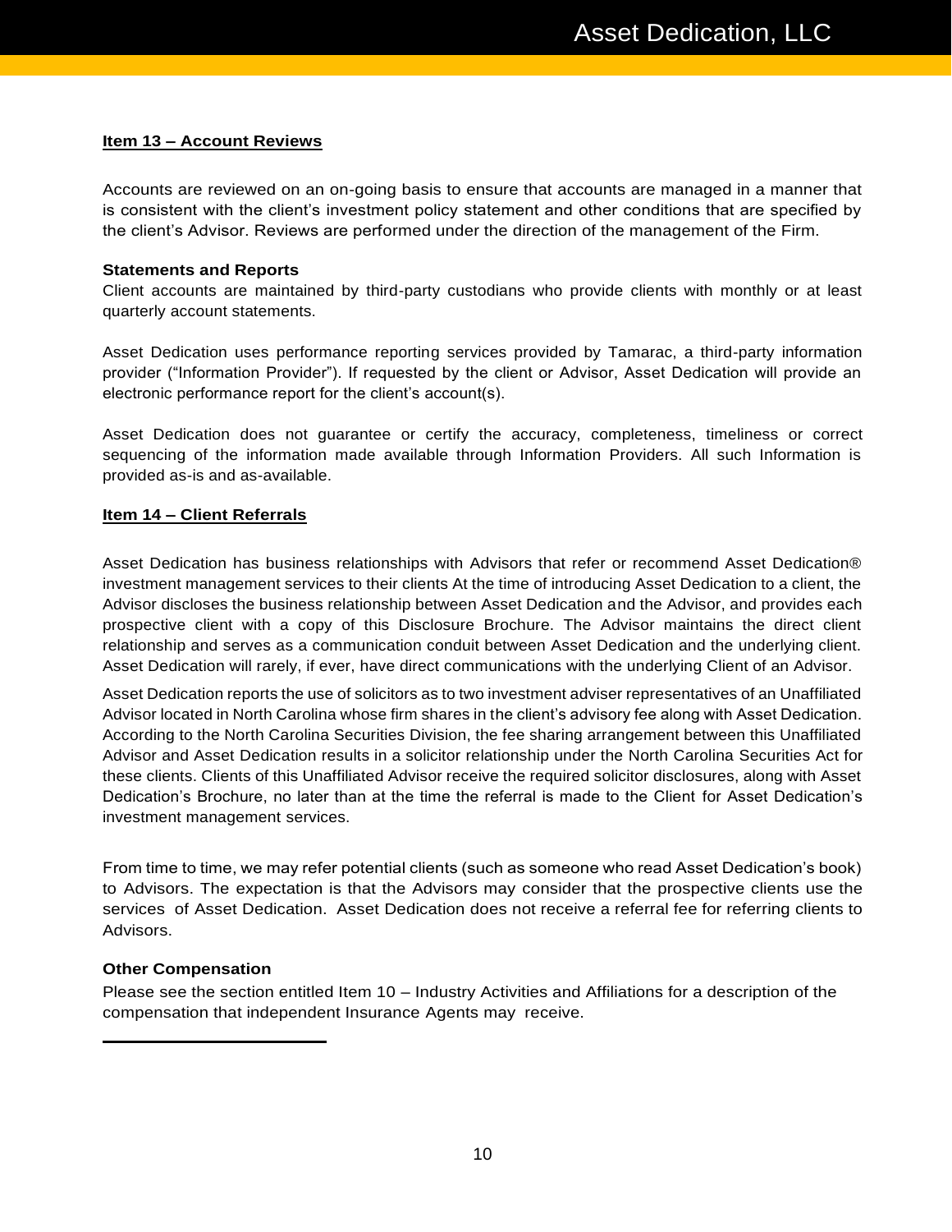## Item 13 – Account Reviews

Accounts are reviewed on an on-going basis to ensure that accounts are managed in a manner that is consistent with the client's investment policy statement and other conditions that are specified by the client's Advisor. Reviews are performed under the direction of the management of the Firm.

**Statements and Reports**

Client accounts are maintained by third-party custodians who provide clients with monthly or at least quarterly account statements.

Asset Dedication uses performance reporting services provided by Tamarac, a third-party information provider ("Information Provider"). If requested by the client or Advisor, Asset Dedication will provide an electronic performance report for the client's account(s).

Asset Dedication does not guarantee or certify the accuracy, completeness, timeliness or correct sequencing of the information made available through Information Providers. All such Information is provided as-is and as-available.

## Item 14 – Client Referrals

Asset Dedication has business relationships with Advisors that refer or recommend Asset Dedication® investment management services to their clients At the time of introducing Asset Dedication to a client, the Advisor discloses the business relationship between Asset Dedication and the Advisor, and provides each prospective client with a copy of this Disclosure Brochure. The Advisor maintains the direct client relationship and serves as a communication conduit between Asset Dedication and the underlying client. Asset Dedication will rarely, if ever, have direct communications with the underlying Client of an Advisor.

Asset Dedication reports the use of solicitors as to two investment adviser representatives of an Unaffiliated Advisor located in North Carolina whose firm shares in the client's advisory fee along with Asset Dedication. According to the North Carolina Securities Division, the fee sharing arrangement between this Unaffiliated Advisor and Asset Dedication results in a solicitor relationship under the North Carolina Securities Act for these clients. Clients of this Unaffiliated Advisor receive the required solicitor disclosures, along with Asset Dedication's Brochure, no later than at the time the referral is made to the Client for Asset Dedication's investment management services.

From time to time, we may refer potential clients (such as someone who read Asset Dedication's book) to Advisors. The expectation is that the Advisors may consider that the prospective clients use the services of Asset Dedication. Asset Dedication does not receive a referral fee for referring clients to Advisors.

**Other Compensation**

Please see the section entitled Item 10 – Industry Activities and Affiliations for a description of the compensation that independent Insurance Agents may receive.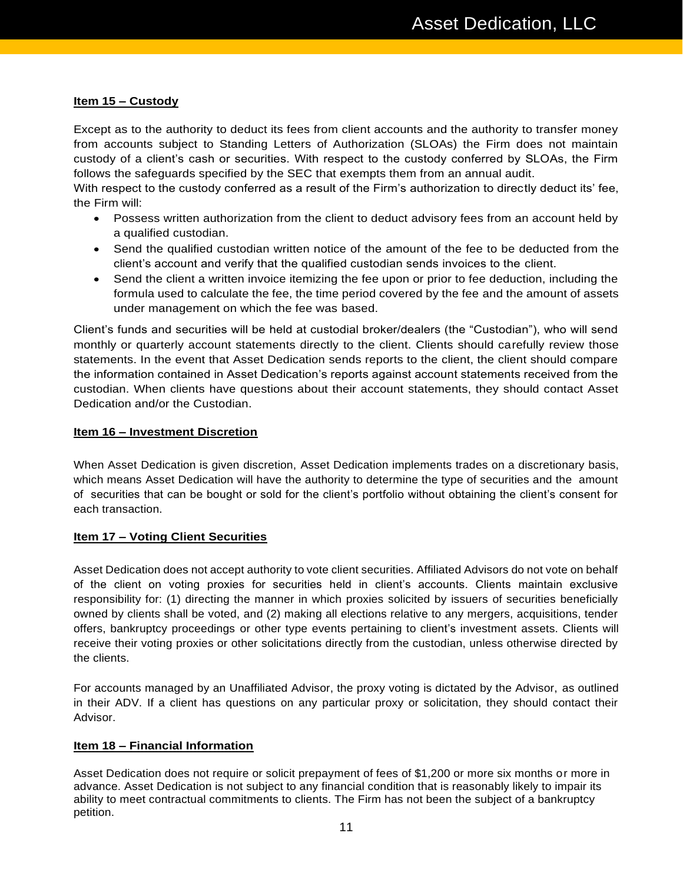## Item 15 – Custody

Except as to the authority to deduct its fees from client accounts and the authority to transfer money from accounts subject to Standing Letters of Authorization (SLOAs) the Firm does not maintain custody of a client's cash or securities. With respect to the custody conferred by SLOAs, the Firm follows the safeguards specified by the SEC that exempts them from an annual audit.
With respect to the custody conferred as a result of the Firm's authorization to directly deduct its' fee, the Firm will:

- Possess written authorization from the client to deduct advisory fees from an account held by a qualified custodian.
- Send the qualified custodian written notice of the amount of the fee to be deducted from the client's account and verify that the qualified custodian sends invoices to the client.
- Send the client a written invoice itemizing the fee upon or prior to fee deduction, including the formula used to calculate the fee, the time period covered by the fee and the amount of assets under management on which the fee was based.

Client's funds and securities will be held at custodial broker/dealers (the "Custodian"), who will send monthly or quarterly account statements directly to the client. Clients should carefully review those statements. In the event that Asset Dedication sends reports to the client, the client should compare the information contained in Asset Dedication's reports against account statements received from the custodian. When clients have questions about their account statements, they should contact Asset Dedication and/or the Custodian.

## Item 16 – Investment Discretion

When Asset Dedication is given discretion, Asset Dedication implements trades on a discretionary basis, which means Asset Dedication will have the authority to determine the type of securities and the amount of securities that can be bought or sold for the client's portfolio without obtaining the client's consent for each transaction.

## Item 17 – Voting Client Securities

Asset Dedication does not accept authority to vote client securities. Affiliated Advisors do not vote on behalf of the client on voting proxies for securities held in client's accounts. Clients maintain exclusive responsibility for: (1) directing the manner in which proxies solicited by issuers of securities beneficially owned by clients shall be voted, and (2) making all elections relative to any mergers, acquisitions, tender offers, bankruptcy proceedings or other type events pertaining to client's investment assets. Clients will receive their voting proxies or other solicitations directly from the custodian, unless otherwise directed by the clients.

For accounts managed by an Unaffiliated Advisor, the proxy voting is dictated by the Advisor, as outlined in their ADV. If a client has questions on any particular proxy or solicitation, they should contact their Advisor.

## Item 18 – Financial Information

Asset Dedication does not require or solicit prepayment of fees of $1,200 or more six months or more in advance. Asset Dedication is not subject to any financial condition that is reasonably likely to impair its ability to meet contractual commitments to clients. The Firm has not been the subject of a bankruptcy petition.